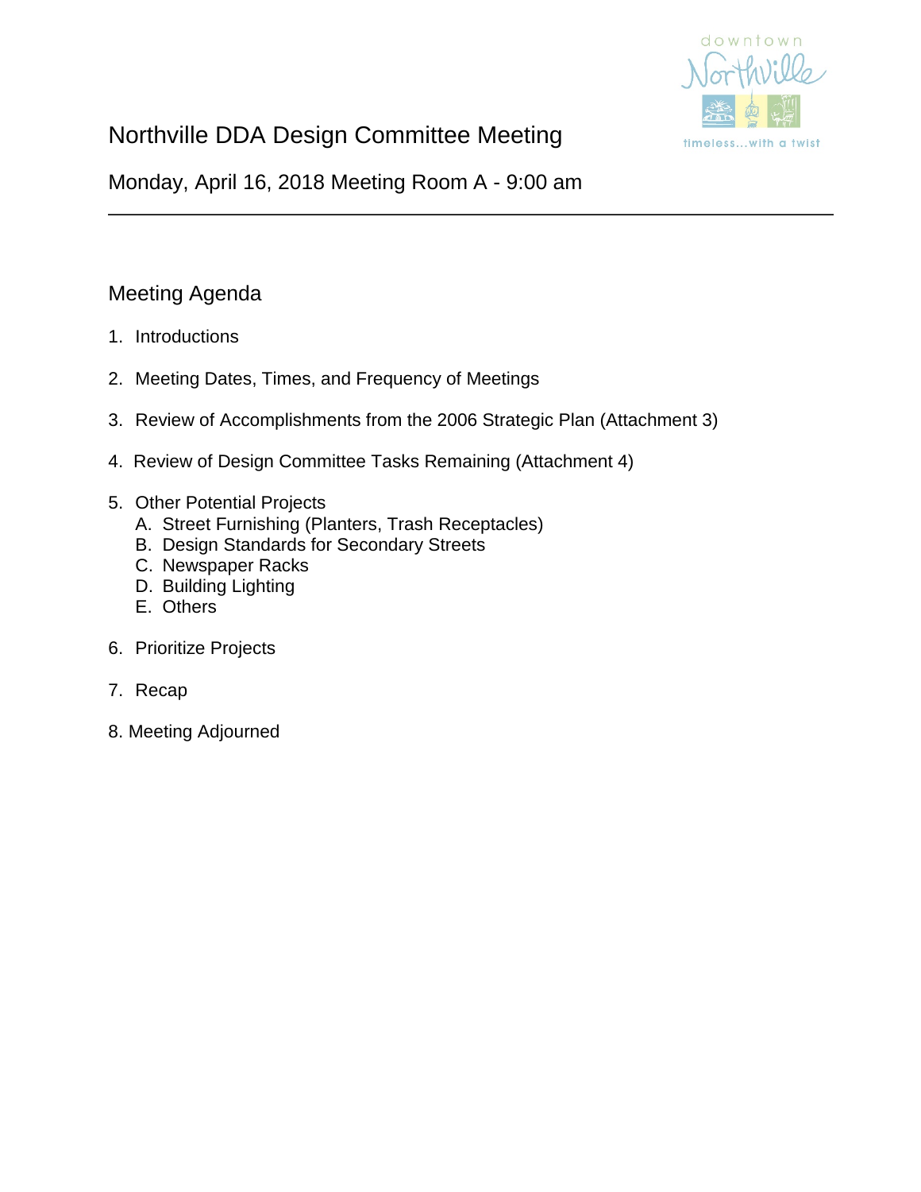# Northville DDA Design Committee Meeting

Monday, April 16, 2018 Meeting Room A - 9:00 am

---

## Meeting Agenda

1. Introductions
2. Meeting Dates, Times, and Frequency of Meetings
3. Review of Accomplishments from the 2006 Strategic Plan (Attachment 3)
4. Review of Design Committee Tasks Remaining (Attachment 4)
5. Other Potential Projects
   A. Street Furnishing (Planters, Trash Receptacles)
   B. Design Standards for Secondary Streets
   C. Newspaper Racks
   D. Building Lighting
   E. Others
6. Prioritize Projects
7. Recap
8. Meeting Adjourned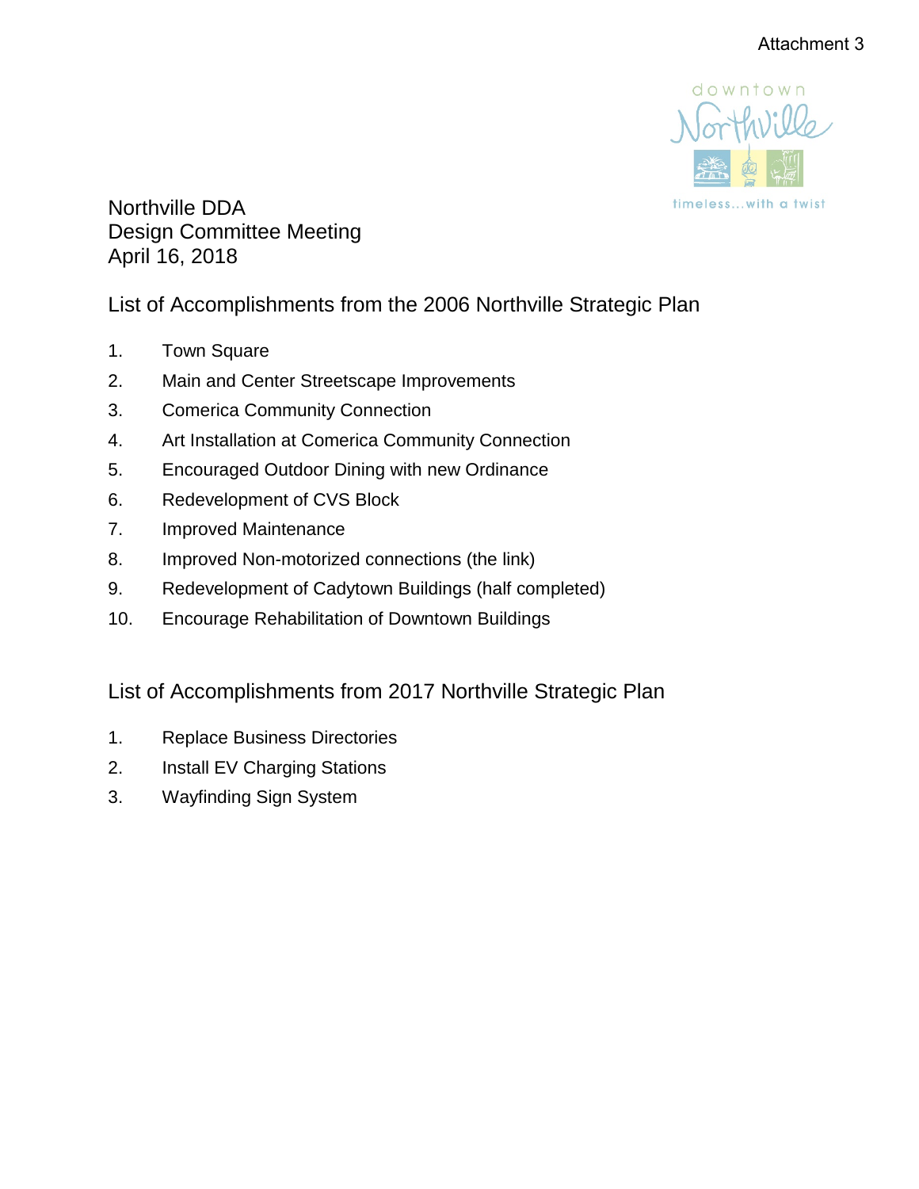Attachment 3

Northville DDA
Design Committee Meeting
April 16, 2018

## List of Accomplishments from the 2006 Northville Strategic Plan

1. Town Square
2. Main and Center Streetscape Improvements
3. Comerica Community Connection
4. Art Installation at Comerica Community Connection
5. Encouraged Outdoor Dining with new Ordinance
6. Redevelopment of CVS Block
7. Improved Maintenance
8. Improved Non-motorized connections (the link)
9. Redevelopment of Cadytown Buildings (half completed)
10. Encourage Rehabilitation of Downtown Buildings

## List of Accomplishments from 2017 Northville Strategic Plan

1. Replace Business Directories
2. Install EV Charging Stations
3. Wayfinding Sign System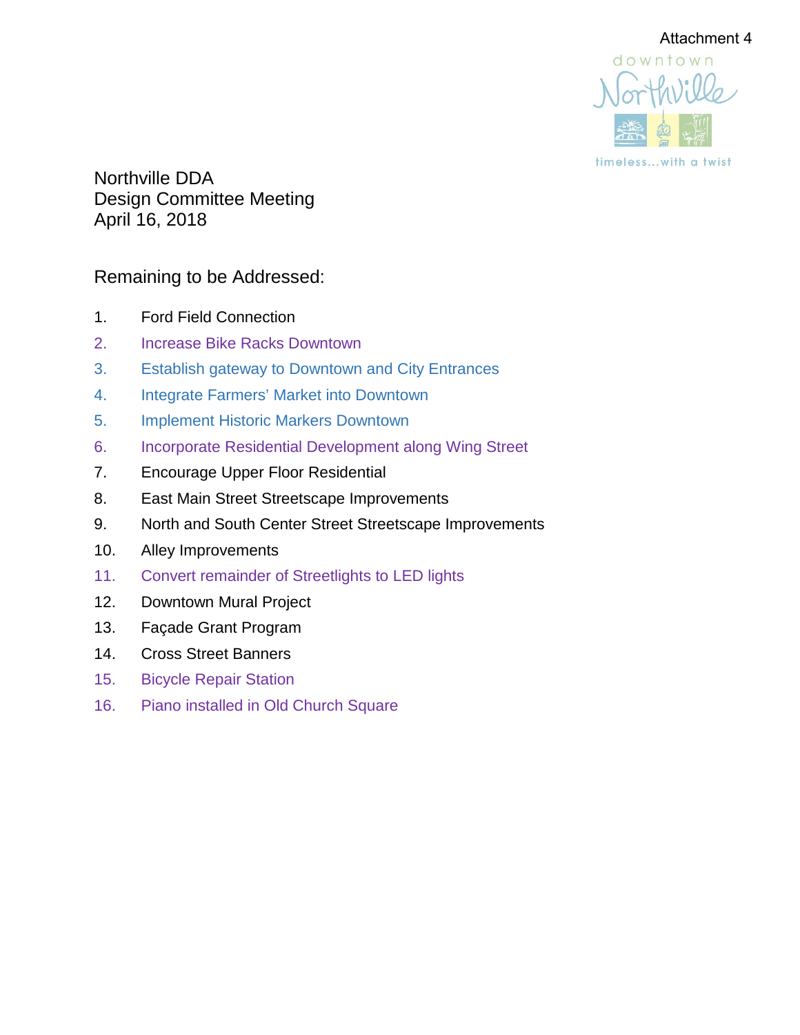Attachment 4

downtown Northville

timeless...with a twist

Northville DDA
Design Committee Meeting
April 16, 2018

Remaining to be Addressed:

1. Ford Field Connection
2. Increase Bike Racks Downtown
3. Establish gateway to Downtown and City Entrances
4. Integrate Farmers' Market into Downtown
5. Implement Historic Markers Downtown
6. Incorporate Residential Development along Wing Street
7. Encourage Upper Floor Residential
8. East Main Street Streetscape Improvements
9. North and South Center Street Streetscape Improvements
10. Alley Improvements
11. Convert remainder of Streetlights to LED lights
12. Downtown Mural Project
13. Façade Grant Program
14. Cross Street Banners
15. Bicycle Repair Station
16. Piano installed in Old Church Square